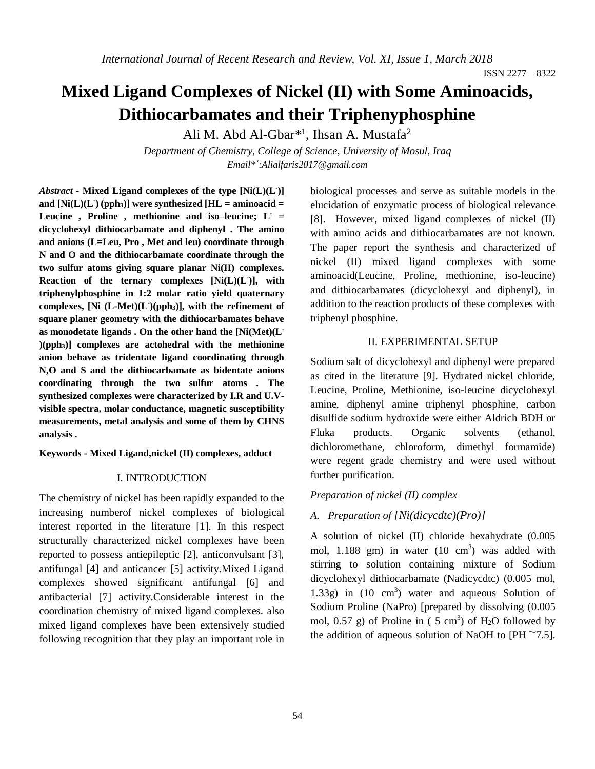# Mixed Ligand Complexes of Nickel (II) with Some Aminoacids, Dithiocarbamates and their Triphenyphosphine

Ali M. Abd Al-Gbar*[1], Ihsan A. Mustafa[2]

*Department of Chemistry, College of Science, University of Mosul, Iraq*
*Email*[*2]:Alialfaris2017@gmail.com*

***Abstract* - Mixed Ligand complexes of the type [Ni(L)($L^-$)] and [Ni(L)($L^-$) (pph$_3$)] were synthesized [HL = aminoacid = Leucine , Proline , methionine and iso–leucine; $L^-$ = dicyclohexyl dithiocarbamate and diphenyl . The amino and anions (L=Leu, Pro , Met and leu) coordinate through N and O and the dithiocarbamate coordinate through the two sulfur atoms giving square planar Ni(II) complexes. Reaction of the ternary complexes [Ni(L)($L^-$)], with triphenylphosphine in 1:2 molar ratio yield quaternary complexes, [Ni (L-Met)($L^-$)(pph$_3$)], with the refinement of square planer geometry with the dithiocarbamates behave as monodetate ligands . On the other hand the [Ni(Met)($L^-$)(pph$_3$)] complexes are actohedral with the methionine anion behave as tridentate ligand coordinating through N,O and S and the dithiocarbamate as bidentate anions coordinating through the two sulfur atoms . The synthesized complexes were characterized by I.R and U.V-visible spectra, molar conductance, magnetic susceptibility measurements, metal analysis and some of them by CHNS analysis .**

**Keywords - Mixed Ligand,nickel (II) complexes, adduct**

## I. INTRODUCTION

The chemistry of nickel has been rapidly expanded to the increasing numberof nickel complexes of biological interest reported in the literature [1]. In this respect structurally characterized nickel complexes have been reported to possess antiepileptic [2], anticonvulsant [3], antifungal [4] and anticancer [5] activity.Mixed Ligand complexes showed significant antifungal [6] and antibacterial [7] activity.Considerable interest in the coordination chemistry of mixed ligand complexes. also mixed ligand complexes have been extensively studied following recognition that they play an important role in biological processes and serve as suitable models in the elucidation of enzymatic process of biological relevance [8]. However, mixed ligand complexes of nickel (II) with amino acids and dithiocarbamates are not known. The paper report the synthesis and characterized of nickel (II) mixed ligand complexes with some aminoacid(Leucine, Proline, methionine, iso-leucine) and dithiocarbamates (dicyclohexyl and diphenyl), in addition to the reaction products of these complexes with triphenyl phosphine.

## II. EXPERIMENTAL SETUP

Sodium salt of dicyclohexyl and diphenyl were prepared as cited in the literature [9]. Hydrated nickel chloride, Leucine, Proline, Methionine, iso-leucine dicyclohexyl amine, diphenyl amine triphenyl phosphine, carbon disulfide sodium hydroxide were either Aldrich BDH or Fluka products. Organic solvents (ethanol, dichloromethane, chloroform, dimethyl formamide) were regent grade chemistry and were used without further purification.

*Preparation of nickel (II) complex*

### *A. Preparation of [Ni(dicycdtc)(Pro)]*

A solution of nickel (II) chloride hexahydrate (0.005 mol, 1.188 gm) in water (10 cm$^3$) was added with stirring to solution containing mixture of Sodium dicyclohexyl dithiocarbamate (Nadicycdtc) (0.005 mol, 1.33g) in (10 cm$^3$) water and aqueous Solution of Sodium Proline (NaPro) [prepared by dissolving (0.005 mol, 0.57 g) of Proline in ( 5 cm$^3$) of $H_2O$ followed by the addition of aqueous solution of NaOH to [PH ~7.5].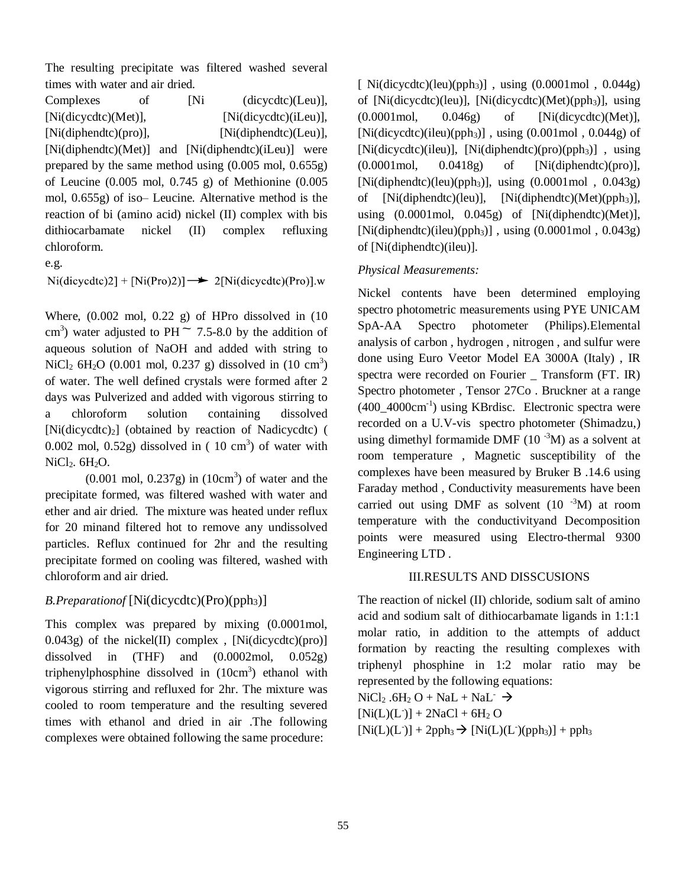The resulting precipitate was filtered washed several times with water and air dried.

Complexes of [Ni (dicycdtc)(Leu)], [Ni(dicycdtc)(Met)], [Ni(dicycdtc)(iLeu)], [Ni(diphendtc)(pro)], [Ni(diphendtc)(Leu)], [Ni(diphendtc)(Met)] and [Ni(diphendtc)(iLeu)] were prepared by the same method using (0.005 mol, 0.655g) of Leucine (0.005 mol, 0.745 g) of Methionine (0.005 mol, 0.655g) of iso– Leucine. Alternative method is the reaction of bi (amino acid) nickel (II) complex with bis dithiocarbamate nickel (II) complex refluxing chloroform.

e.g.

Ni(dicycdtc)2] + [Ni(Pro)2)] → 2[Ni(dicycdtc)(Pro)].w

Where, (0.002 mol, 0.22 g) of HPro dissolved in (10 $cm^3$) water adjusted to PH ~ 7.5-8.0 by the addition of aqueous solution of NaOH and added with string to $NiCl_2$ $6H_2O$ (0.001 mol, 0.237 g) dissolved in (10 $cm^3$) of water. The well defined crystals were formed after 2 days was Pulverized and added with vigorous stirring to a chloroform solution containing dissolved [Ni(dicycdtc)$_2$] (obtained by reaction of Nadicycdtc) ( 0.002 mol, 0.52g) dissolved in ( 10 $cm^3$) of water with $NiCl_2$. $6H_2O$.

(0.001 mol, 0.237g) in (10$cm^3$) of water and the precipitate formed, was filtered washed with water and ether and air dried. The mixture was heated under reflux for 20 minand filtered hot to remove any undissolved particles. Reflux continued for 2hr and the resulting precipitate formed on cooling was filtered, washed with chloroform and air dried.

### *B.Preparationof* [Ni(dicycdtc)(Pro)(pph$_3$)]

This complex was prepared by mixing (0.0001mol, 0.043g) of the nickel(II) complex , [Ni(dicycdtc)(pro)] dissolved in (THF) and (0.0002mol, 0.052g) triphenylphosphine dissolved in (10$cm^3$) ethanol with vigorous stirring and refluxed for 2hr. The mixture was cooled to room temperature and the resulting severed times with ethanol and dried in air .The following complexes were obtained following the same procedure:

[ Ni(dicycdtc)(leu)(pph$_3$)] , using (0.0001mol , 0.044g) of [Ni(dicycdtc)(leu)], [Ni(dicycdtc)(Met)(pph$_3$)], using (0.0001mol, 0.046g) of [Ni(dicycdtc)(Met)], [Ni(dicycdtc)(ileu)(pph$_3$)] , using (0.001mol , 0.044g) of [Ni(dicycdtc)(ileu)], [Ni(diphendtc)(pro)(pph$_3$)] , using (0.0001mol, 0.0418g) of [Ni(diphendtc)(pro)], [Ni(diphendtc)(leu)(pph$_3$)], using (0.0001mol , 0.043g) of [Ni(diphendtc)(leu)], [Ni(diphendtc)(Met)(pph$_3$)], using (0.0001mol, 0.045g) of [Ni(diphendtc)(Met)], [Ni(diphendtc)(ileu)(pph$_3$)] , using (0.0001mol , 0.043g) of [Ni(diphendtc)(ileu)].

### *Physical Measurements:*

Nickel contents have been determined employing spectro photometric measurements using PYE UNICAM SpA-AA Spectro photometer (Philips).Elemental analysis of carbon , hydrogen , nitrogen , and sulfur were done using Euro Veetor Model EA 3000A (Italy) , IR spectra were recorded on Fourier _ Transform (FT. IR) Spectro photometer , Tensor 27Co . Bruckner at a range (400_4000$cm^{-1}$) using KBrdisc. Electronic spectra were recorded on a U.V-vis spectro photometer (Shimadzu,) using dimethyl formamide DMF ($10^{-3}$M) as a solvent at room temperature , Magnetic susceptibility of the complexes have been measured by Bruker B .14.6 using Faraday method , Conductivity measurements have been carried out using DMF as solvent ($10^{-3}$M) at room temperature with the conductivityand Decomposition points were measured using Electro-thermal 9300 Engineering LTD .

## III.RESULTS AND DISSCUSIONS

The reaction of nickel (II) chloride, sodium salt of amino acid and sodium salt of dithiocarbamate ligands in 1:1:1 molar ratio, in addition to the attempts of adduct formation by reacting the resulting complexes with triphenyl phosphine in 1:2 molar ratio may be represented by the following equations:

$NiCl_2 .6H_2O$ + NaL + NaL$^-$ →

[Ni(L)(L$^-$)] + 2NaCl + $6H_2O$

[Ni(L)(L$^-$)] + 2pph$_3$ → [Ni(L)(L$^-$)(pph$_3$)] + pph$_3$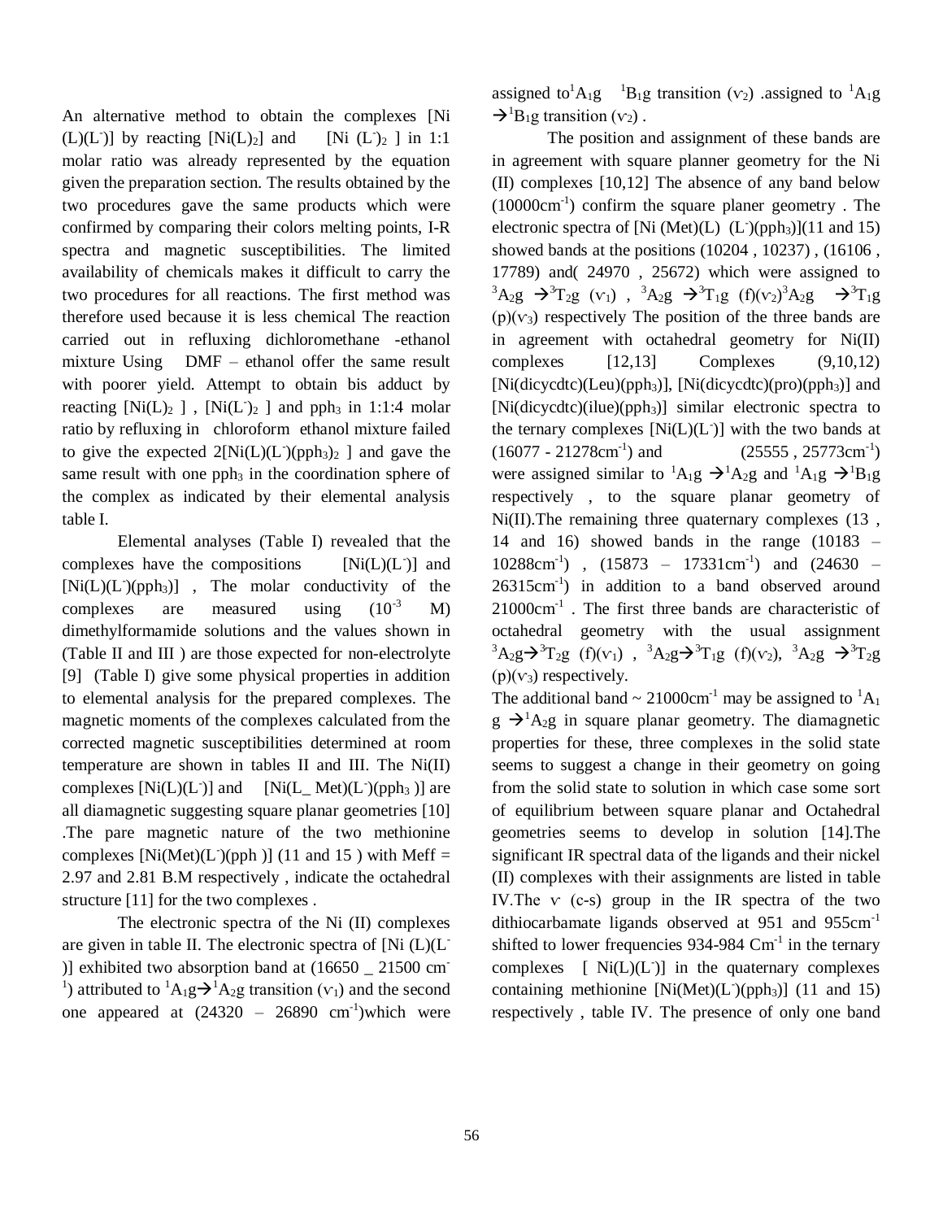An alternative method to obtain the complexes [Ni (L)(L$^-$)] by reacting [Ni(L)$_2$] and [Ni (L$^-$)$_2$ ] in 1:1 molar ratio was already represented by the equation given the preparation section. The results obtained by the two procedures gave the same products which were confirmed by comparing their colors melting points, I-R spectra and magnetic susceptibilities. The limited availability of chemicals makes it difficult to carry the two procedures for all reactions. The first method was therefore used because it is less chemical The reaction carried out in refluxing dichloromethane -ethanol mixture Using DMF – ethanol offer the same result with poorer yield. Attempt to obtain bis adduct by reacting [Ni(L)$_2$ ] , [Ni(L$^-$)$_2$ ] and pph$_3$ in 1:1:4 molar ratio by refluxing in chloroform ethanol mixture failed to give the expected 2[Ni(L)(L$^-$)(pph$_3$)$_2$ ] and gave the same result with one pph$_3$ in the coordination sphere of the complex as indicated by their elemental analysis table I.

Elemental analyses (Table I) revealed that the complexes have the compositions [Ni(L)(L$^-$)] and [Ni(L)(L$^-$)(pph$_3$)] , The molar conductivity of the complexes are measured using ($10^{-3}$ M) dimethylformamide solutions and the values shown in (Table II and III ) are those expected for non-electrolyte [9] (Table I) give some physical properties in addition to elemental analysis for the prepared complexes. The magnetic moments of the complexes calculated from the corrected magnetic susceptibilities determined at room temperature are shown in tables II and III. The Ni(II) complexes [Ni(L)(L$^-$)] and [Ni(L_ Met)(L$^-$)(pph$_3$ )] are all diamagnetic suggesting square planar geometries [10] .The pare magnetic nature of the two methionine complexes [Ni(Met)(L$^-$)(pph )] (11 and 15 ) with Meff = 2.97 and 2.81 B.M respectively , indicate the octahedral structure [11] for the two complexes .

The electronic spectra of the Ni (II) complexes are given in table II. The electronic spectra of [Ni (L)(L$^-$)] exhibited two absorption band at (16650 _ 21500 cm$^{-1}$) attributed to $^1A_1g \rightarrow {}^1A_2g$ transition ($\nu_1$) and the second one appeared at (24320 – 26890 cm$^{-1}$)which were assigned to $^1A_1g$ $^1B_1g$ transition ($\nu_2$) .assigned to $^1A_1g \rightarrow {}^1B_1g$ transition ($\nu_2$) .

The position and assignment of these bands are in agreement with square planner geometry for the Ni (II) complexes [10,12] The absence of any band below (10000cm$^{-1}$) confirm the square planer geometry . The electronic spectra of [Ni (Met)(L) (L$^-$)(pph$_3$)](11 and 15) showed bands at the positions (10204 , 10237) , (16106 , 17789) and( 24970 , 25672) which were assigned to $^3A_2g \rightarrow {}^3T_2g$ ($\nu_1$) , $^3A_2g \rightarrow {}^3T_1g$ (f)($\nu_2$)$^3A_2g \rightarrow {}^3T_1g$ (p)($\nu_3$) respectively The position of the three bands are in agreement with octahedral geometry for Ni(II) complexes [12,13] Complexes (9,10,12) [Ni(dicycdtc)(Leu)(pph$_3$)], [Ni(dicycdtc)(pro)(pph$_3$)] and [Ni(dicycdtc)(ilue)(pph$_3$)] similar electronic spectra to the ternary complexes [Ni(L)(L$^-$)] with the two bands at (16077 - 21278cm$^{-1}$) and (25555 , 25773cm$^{-1}$) were assigned similar to $^1A_1g \rightarrow {}^1A_2g$ and $^1A_1g \rightarrow {}^1B_1g$ respectively , to the square planar geometry of Ni(II).The remaining three quaternary complexes (13 , 14 and 16) showed bands in the range (10183 – 10288cm$^{-1}$) , (15873 – 17331cm$^{-1}$) and (24630 – 26315cm$^{-1}$) in addition to a band observed around 21000cm$^{-1}$ . The first three bands are characteristic of octahedral geometry with the usual assignment $^3A_2g \rightarrow {}^3T_2g$ (f)($\nu_1$) , $^3A_2g \rightarrow {}^3T_1g$ (f)($\nu_2$), $^3A_2g \rightarrow {}^3T_2g$ (p)($\nu_3$) respectively.

The additional band ~ 21000cm$^{-1}$ may be assigned to $^1A_1g \rightarrow {}^1A_2g$ in square planar geometry. The diamagnetic properties for these, three complexes in the solid state seems to suggest a change in their geometry on going from the solid state to solution in which case some sort of equilibrium between square planar and Octahedral geometries seems to develop in solution [14].The significant IR spectral data of the ligands and their nickel (II) complexes with their assignments are listed in table IV.The $\nu$ (c-s) group in the IR spectra of the two dithiocarbamate ligands observed at 951 and 955cm$^{-1}$ shifted to lower frequencies 934-984 Cm$^{-1}$ in the ternary complexes [ Ni(L)(L$^-$)] in the quaternary complexes containing methionine [Ni(Met)(L$^-$)(pph$_3$)] (11 and 15) respectively , table IV. The presence of only one band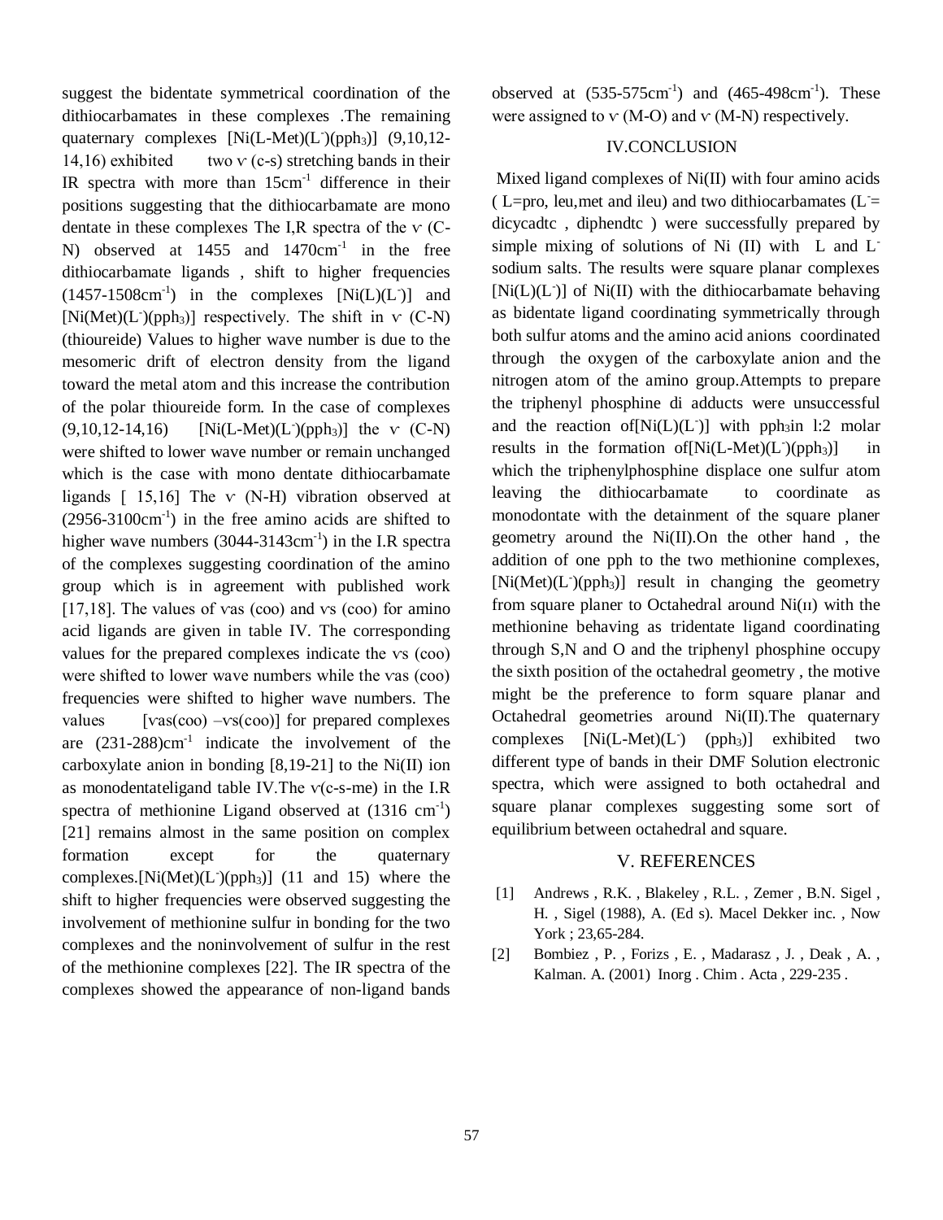suggest the bidentate symmetrical coordination of the dithiocarbamates in these complexes .The remaining quaternary complexes $[Ni(L\text{-}Met)(L^-)(pph_3)]$ (9,10,12-14,16) exhibited two v (c-s) stretching bands in their IR spectra with more than $15cm^{-1}$ difference in their positions suggesting that the dithiocarbamate are mono dentate in these complexes The I,R spectra of the v (C-N) observed at 1455 and $1470cm^{-1}$ in the free dithiocarbamate ligands , shift to higher frequencies $(1457\text{-}1508cm^{-1})$ in the complexes $[Ni(L)(L^-)]$ and $[Ni(Met)(L^-)(pph_3)]$ respectively. The shift in v (C-N) (thioureide) Values to higher wave number is due to the mesomeric drift of electron density from the ligand toward the metal atom and this increase the contribution of the polar thioureide form. In the case of complexes (9,10,12-14,16) $[Ni(L\text{-}Met)(L^-)(pph_3)]$ the v (C-N) were shifted to lower wave number or remain unchanged which is the case with mono dentate dithiocarbamate ligands [ 15,16] The v (N-H) vibration observed at $(2956\text{-}3100cm^{-1})$ in the free amino acids are shifted to higher wave numbers $(3044\text{-}3143cm^{-1})$ in the I.R spectra of the complexes suggesting coordination of the amino group which is in agreement with published work [17,18]. The values of vas (coo) and vs (coo) for amino acid ligands are given in table IV. The corresponding values for the prepared complexes indicate the vs (coo) were shifted to lower wave numbers while the vas (coo) frequencies were shifted to higher wave numbers. The values [vas(coo) –vs(coo)] for prepared complexes are $(231\text{-}288)cm^{-1}$ indicate the involvement of the carboxylate anion in bonding [8,19-21] to the Ni(II) ion as monodentateligand table IV.The v(c-s-me) in the I.R spectra of methionine Ligand observed at $(1316\ cm^{-1})$ [21] remains almost in the same position on complex formation except for the quaternary complexes.$[Ni(Met)(L^-)(pph_3)]$ (11 and 15) where the shift to higher frequencies were observed suggesting the involvement of methionine sulfur in bonding for the two complexes and the noninvolvement of sulfur in the rest of the methionine complexes [22]. The IR spectra of the complexes showed the appearance of non-ligand bands observed at $(535\text{-}575cm^{-1})$ and $(465\text{-}498cm^{-1})$. These were assigned to v (M-O) and v (M-N) respectively.

## IV.CONCLUSION

Mixed ligand complexes of Ni(II) with four amino acids ( L=pro, leu,met and ileu) and two dithiocarbamates ($L^-$= dicycadtc , diphendtc ) were successfully prepared by simple mixing of solutions of Ni (II) with L and $L^-$ sodium salts. The results were square planar complexes $[Ni(L)(L^-)]$ of Ni(II) with the dithiocarbamate behaving as bidentate ligand coordinating symmetrically through both sulfur atoms and the amino acid anions coordinated through the oxygen of the carboxylate anion and the nitrogen atom of the amino group.Attempts to prepare the triphenyl phosphine di adducts were unsuccessful and the reaction of$[Ni(L)(L^-)]$ with $pph_3$in l:2 molar results in the formation of$[Ni(L\text{-}Met)(L^-)(pph_3)]$ in which the triphenylphosphine displace one sulfur atom leaving the dithiocarbamate to coordinate as monodontate with the detainment of the square planer geometry around the Ni(II).On the other hand , the addition of one pph to the two methionine complexes, $[Ni(Met)(L^-)(pph_3)]$ result in changing the geometry from square planer to Octahedral around Ni(II) with the methionine behaving as tridentate ligand coordinating through S,N and O and the triphenyl phosphine occupy the sixth position of the octahedral geometry , the motive might be the preference to form square planar and Octahedral geometries around Ni(II).The quaternary complexes $[Ni(L\text{-}Met)(L^-)\ (pph_3)]$ exhibited two different type of bands in their DMF Solution electronic spectra, which were assigned to both octahedral and square planar complexes suggesting some sort of equilibrium between octahedral and square.

## V. REFERENCES

[1] Andrews , R.K. , Blakeley , R.L. , Zemer , B.N. Sigel , H. , Sigel (1988), A. (Ed s). Macel Dekker inc. , Now York ; 23,65-284.

[2] Bombiez , P. , Forizs , E. , Madarasz , J. , Deak , A. , Kalman. A. (2001) Inorg . Chim . Acta , 229-235 .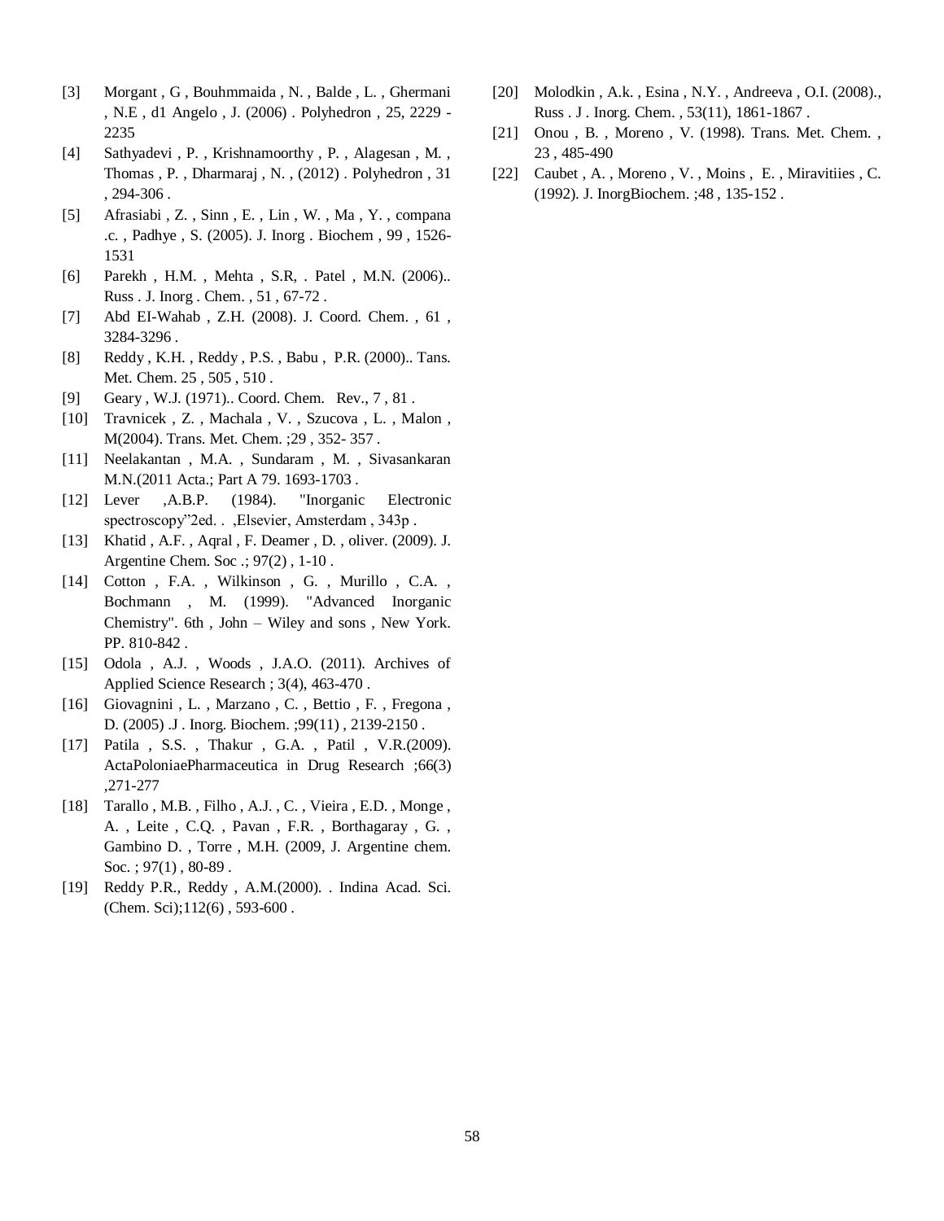[3] Morgant , G , Bouhmmaida , N. , Balde , L. , Ghermani , N.E , d1 Angelo , J. (2006) . Polyhedron , 25, 2229 - 2235

[4] Sathyadevi , P. , Krishnamoorthy , P. , Alagesan , M. , Thomas , P. , Dharmaraj , N. , (2012) . Polyhedron , 31 , 294-306 .

[5] Afrasiabi , Z. , Sinn , E. , Lin , W. , Ma , Y. , compana .c. , Padhye , S. (2005). J. Inorg . Biochem , 99 , 1526-1531

[6] Parekh , H.M. , Mehta , S.R, . Patel , M.N. (2006).. Russ . J. Inorg . Chem. , 51 , 67-72 .

[7] Abd EI-Wahab , Z.H. (2008). J. Coord. Chem. , 61 , 3284-3296 .

[8] Reddy , K.H. , Reddy , P.S. , Babu , P.R. (2000).. Tans. Met. Chem. 25 , 505 , 510 .

[9] Geary , W.J. (1971).. Coord. Chem. Rev., 7 , 81 .

[10] Travnicek , Z. , Machala , V. , Szucova , L. , Malon , M(2004). Trans. Met. Chem. ;29 , 352- 357 .

[11] Neelakantan , M.A. , Sundaram , M. , Sivasankaran M.N.(2011 Acta.; Part A 79. 1693-1703 .

[12] Lever ,A.B.P. (1984). "Inorganic Electronic spectroscopy"2ed. . ,Elsevier, Amsterdam , 343p .

[13] Khatid , A.F. , Aqral , F. Deamer , D. , oliver. (2009). J. Argentine Chem. Soc .; 97(2) , 1-10 .

[14] Cotton , F.A. , Wilkinson , G. , Murillo , C.A. , Bochmann , M. (1999). "Advanced Inorganic Chemistry". 6th , John – Wiley and sons , New York. PP. 810-842 .

[15] Odola , A.J. , Woods , J.A.O. (2011). Archives of Applied Science Research ; 3(4), 463-470 .

[16] Giovagnini , L. , Marzano , C. , Bettio , F. , Fregona , D. (2005) .J . Inorg. Biochem. ;99(11) , 2139-2150 .

[17] Patila , S.S. , Thakur , G.A. , Patil , V.R.(2009). ActaPoloniaePharmaceutica in Drug Research ;66(3) ,271-277

[18] Tarallo , M.B. , Filho , A.J. , C. , Vieira , E.D. , Monge , A. , Leite , C.Q. , Pavan , F.R. , Borthagaray , G. , Gambino D. , Torre , M.H. (2009, J. Argentine chem. Soc. ; 97(1) , 80-89 .

[19] Reddy P.R., Reddy , A.M.(2000). . Indina Acad. Sci. (Chem. Sci);112(6) , 593-600 .

[20] Molodkin , A.k. , Esina , N.Y. , Andreeva , O.I. (2008)., Russ . J . Inorg. Chem. , 53(11), 1861-1867 .

[21] Onou , B. , Moreno , V. (1998). Trans. Met. Chem. , 23 , 485-490

[22] Caubet , A. , Moreno , V. , Moins , E. , Miravitiies , C. (1992). J. InorgBiochem. ;48 , 135-152 .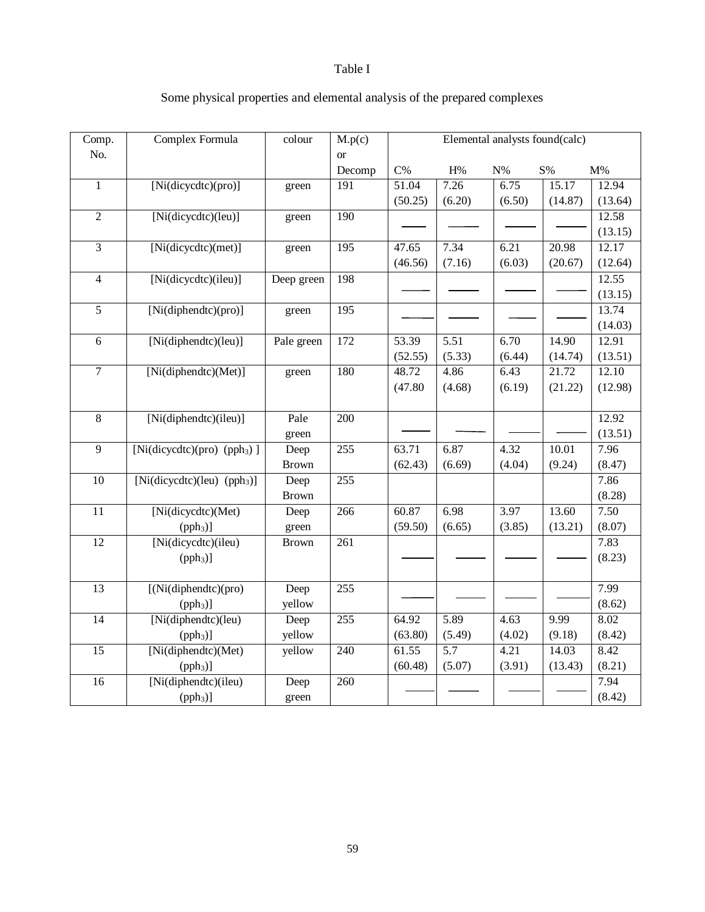Table I

Some physical properties and elemental analysis of the prepared complexes

| Comp. No. | Complex Formula | colour | M.p(c) or Decomp | Elemental analysts found(calc) | | | | |
|---|---|---|---|---|---|---|---|---|
| | | | | C% | H% | N% | S% | M% |
| 1 | [Ni(dicycdtc)(pro)] | green | 191 | 51.04 (50.25) | 7.26 (6.20) | 6.75 (6.50) | 15.17 (14.87) | 12.94 (13.64) |
| 2 | [Ni(dicycdtc)(leu)] | green | 190 | ―― | ―― | ―― | ―― | 12.58 (13.15) |
| 3 | [Ni(dicycdtc)(met)] | green | 195 | 47.65 (46.56) | 7.34 (7.16) | 6.21 (6.03) | 20.98 (20.67) | 12.17 (12.64) |
| 4 | [Ni(dicycdtc)(ileu)] | Deep green | 198 | ―― | ―― | ―― | ―― | 12.55 (13.15) |
| 5 | [Ni(diphendtc)(pro)] | green | 195 | ―― | ―― | ―― | ―― | 13.74 (14.03) |
| 6 | [Ni(diphendtc)(leu)] | Pale green | 172 | 53.39 (52.55) | 5.51 (5.33) | 6.70 (6.44) | 14.90 (14.74) | 12.91 (13.51) |
| 7 | [Ni(diphendtc)(Met)] | green | 180 | 48.72 (47.80 | 4.86 (4.68) | 6.43 (6.19) | 21.72 (21.22) | 12.10 (12.98) |
| 8 | [Ni(diphendtc)(ileu)] | Pale green | 200 | ―― | ―― | ―― | ―― | 12.92 (13.51) |
| 9 | [Ni(dicycdtc)(pro) ($pph_3$) ] | Deep Brown | 255 | 63.71 (62.43) | 6.87 (6.69) | 4.32 (4.04) | 10.01 (9.24) | 7.96 (8.47) |
| 10 | [Ni(dicycdtc)(leu) ($pph_3$)] | Deep Brown | 255 | | | | | 7.86 (8.28) |
| 11 | [Ni(dicycdtc)(Met) ($pph_3$)] | Deep green | 266 | 60.87 (59.50) | 6.98 (6.65) | 3.97 (3.85) | 13.60 (13.21) | 7.50 (8.07) |
| 12 | [Ni(dicycdtc)(ileu) ($pph_3$)] | Brown | 261 | ―― | ―― | ―― | ―― | 7.83 (8.23) |
| 13 | [(Ni(diphendtc)(pro) ($pph_3$)] | Deep yellow | 255 | ―― | ―― | ―― | ―― | 7.99 (8.62) |
| 14 | [Ni(diphendtc)(leu) ($pph_3$)] | Deep yellow | 255 | 64.92 (63.80) | 5.89 (5.49) | 4.63 (4.02) | 9.99 (9.18) | 8.02 (8.42) |
| 15 | [Ni(diphendtc)(Met) ($pph_3$)] | yellow | 240 | 61.55 (60.48) | 5.7 (5.07) | 4.21 (3.91) | 14.03 (13.43) | 8.42 (8.21) |
| 16 | [Ni(diphendtc)(ileu) ($pph_3$)] | Deep green | 260 | ―― | ―― | ―― | ―― | 7.94 (8.42) |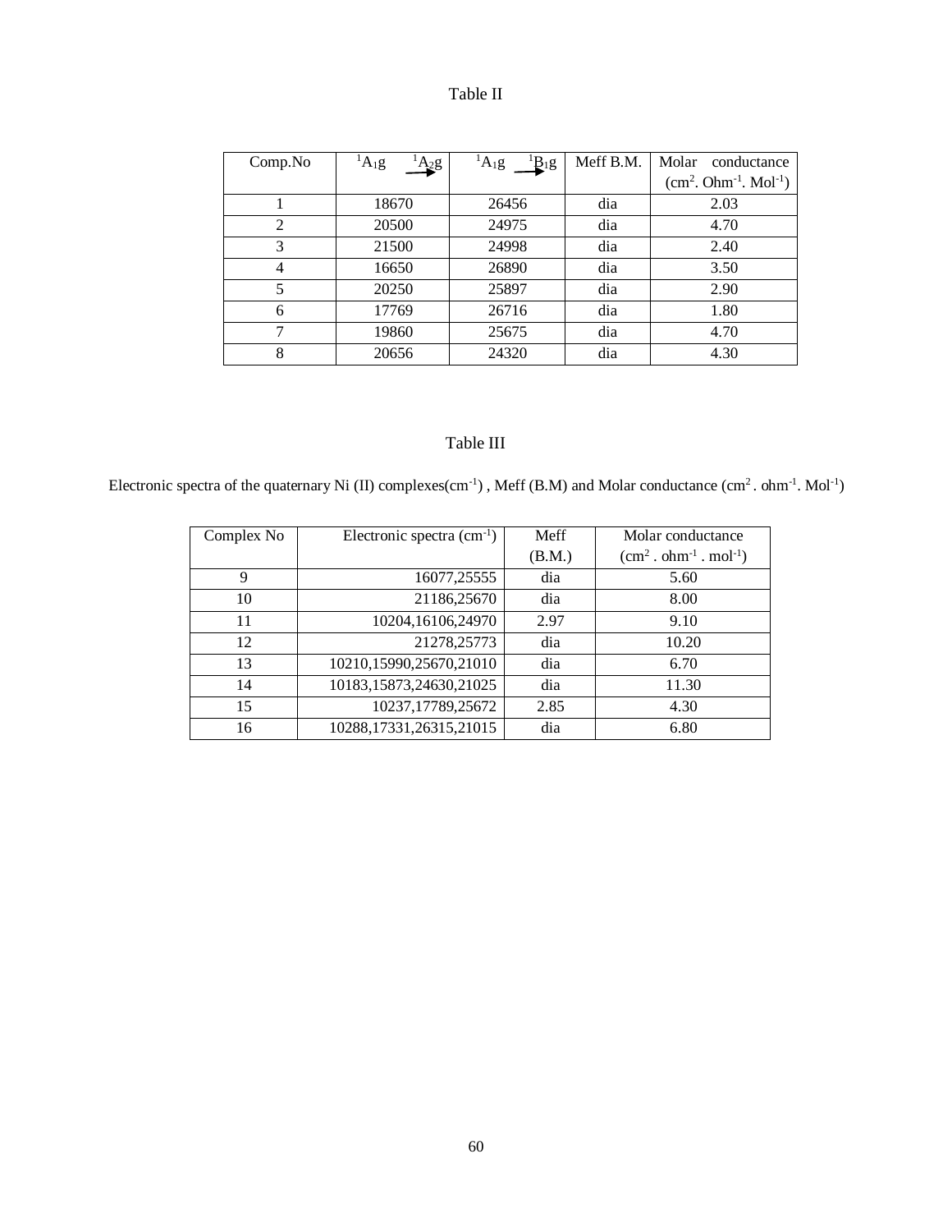Table II

| Comp.No | $^1A_1g \rightarrow ^1A_2g$ | $^1A_1g \rightarrow ^1B_1g$ | Meff B.M. | Molar conductance ($cm^2 . Ohm^{-1} . Mol^{-1}$) |
|---|---|---|---|---|
| 1 | 18670 | 26456 | dia | 2.03 |
| 2 | 20500 | 24975 | dia | 4.70 |
| 3 | 21500 | 24998 | dia | 2.40 |
| 4 | 16650 | 26890 | dia | 3.50 |
| 5 | 20250 | 25897 | dia | 2.90 |
| 6 | 17769 | 26716 | dia | 1.80 |
| 7 | 19860 | 25675 | dia | 4.70 |
| 8 | 20656 | 24320 | dia | 4.30 |

Table III

Electronic spectra of the quaternary Ni (II) complexes($cm^{-1}$) , Meff (B.M) and Molar conductance ($cm^2 . ohm^{-1} . Mol^{-1}$)

| Complex No | Electronic spectra ($cm^{-1}$) | Meff (B.M.) | Molar conductance ($cm^2 . ohm^{-1} . mol^{-1}$) |
|---|---|---|---|
| 9 | 16077,25555 | dia | 5.60 |
| 10 | 21186,25670 | dia | 8.00 |
| 11 | 10204,16106,24970 | 2.97 | 9.10 |
| 12 | 21278,25773 | dia | 10.20 |
| 13 | 10210,15990,25670,21010 | dia | 6.70 |
| 14 | 10183,15873,24630,21025 | dia | 11.30 |
| 15 | 10237,17789,25672 | 2.85 | 4.30 |
| 16 | 10288,17331,26315,21015 | dia | 6.80 |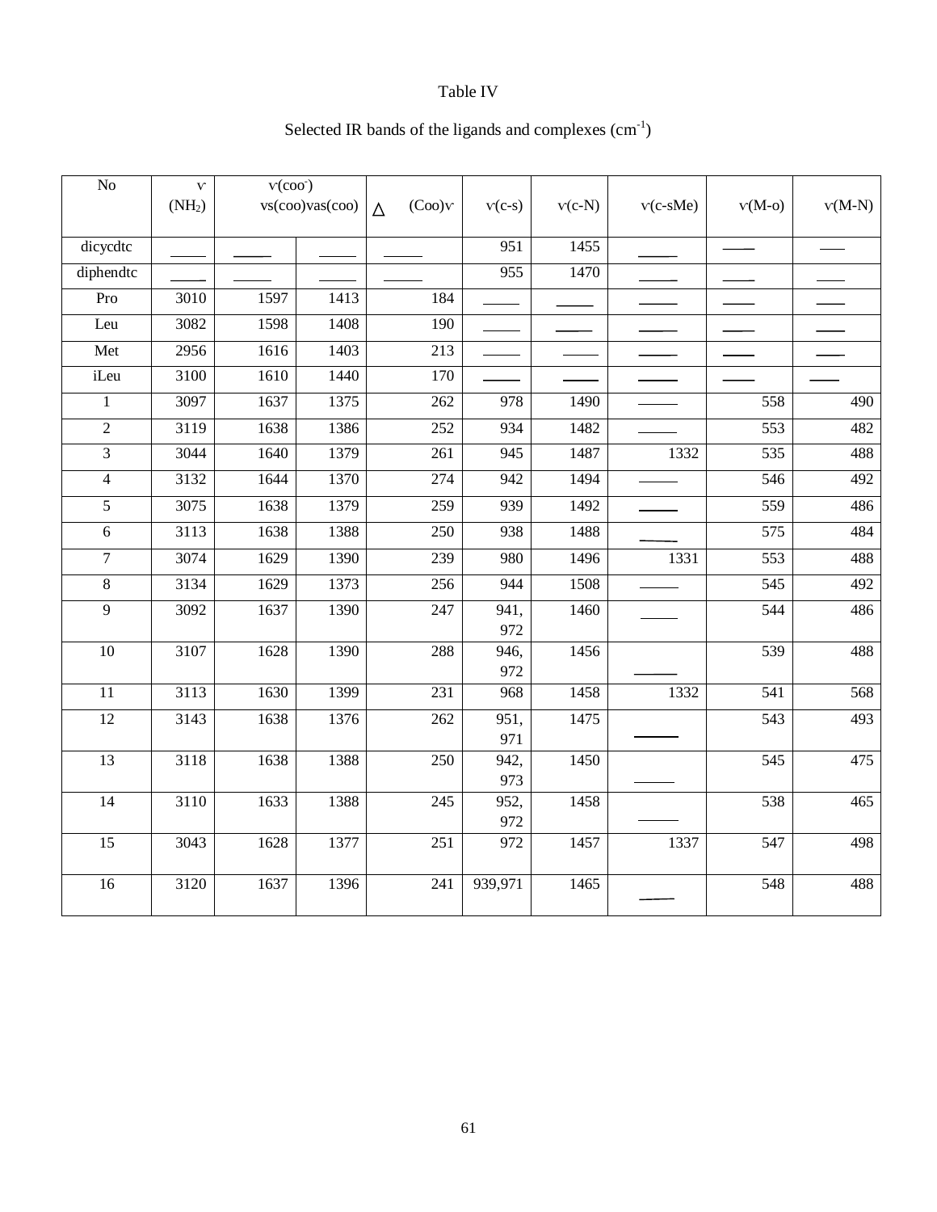Table IV

Selected IR bands of the ligands and complexes ($cm^{-1}$)

| No | $\nu$ ($NH_2$) | $\nu(coo^-)$ vs(coo) | vas(coo) | $\Delta$ (Coo)$\nu$ | $\nu$(c-s) | $\nu$(c-N) | $\nu$(c-sMe) | $\nu$(M-o) | $\nu$(M-N) |
|---|---|---|---|---|---|---|---|---|---|
| dicycdtc | ____ | ____ | ____ | ____ | 951 | 1455 | ____ | ____ | ____ |
| diphendtc | ____ | ____ | ____ | ____ | 955 | 1470 | ____ | ____ | ____ |
| Pro | 3010 | 1597 | 1413 | 184 | ____ | ____ | ____ | ____ | ____ |
| Leu | 3082 | 1598 | 1408 | 190 | ____ | ____ | ____ | ____ | ____ |
| Met | 2956 | 1616 | 1403 | 213 | ____ | ____ | ____ | ____ | ____ |
| iLeu | 3100 | 1610 | 1440 | 170 | ____ | ____ | ____ | ____ | ____ |
| 1 | 3097 | 1637 | 1375 | 262 | 978 | 1490 | ____ | 558 | 490 |
| 2 | 3119 | 1638 | 1386 | 252 | 934 | 1482 | ____ | 553 | 482 |
| 3 | 3044 | 1640 | 1379 | 261 | 945 | 1487 | 1332 | 535 | 488 |
| 4 | 3132 | 1644 | 1370 | 274 | 942 | 1494 | ____ | 546 | 492 |
| 5 | 3075 | 1638 | 1379 | 259 | 939 | 1492 | ____ | 559 | 486 |
| 6 | 3113 | 1638 | 1388 | 250 | 938 | 1488 | ____ | 575 | 484 |
| 7 | 3074 | 1629 | 1390 | 239 | 980 | 1496 | 1331 | 553 | 488 |
| 8 | 3134 | 1629 | 1373 | 256 | 944 | 1508 | ____ | 545 | 492 |
| 9 | 3092 | 1637 | 1390 | 247 | 941, 972 | 1460 | ____ | 544 | 486 |
| 10 | 3107 | 1628 | 1390 | 288 | 946, 972 | 1456 | ____ | 539 | 488 |
| 11 | 3113 | 1630 | 1399 | 231 | 968 | 1458 | 1332 | 541 | 568 |
| 12 | 3143 | 1638 | 1376 | 262 | 951, 971 | 1475 | ____ | 543 | 493 |
| 13 | 3118 | 1638 | 1388 | 250 | 942, 973 | 1450 | ____ | 545 | 475 |
| 14 | 3110 | 1633 | 1388 | 245 | 952, 972 | 1458 | ____ | 538 | 465 |
| 15 | 3043 | 1628 | 1377 | 251 | 972 | 1457 | 1337 | 547 | 498 |
| 16 | 3120 | 1637 | 1396 | 241 | 939,971 | 1465 | ____ | 548 | 488 |